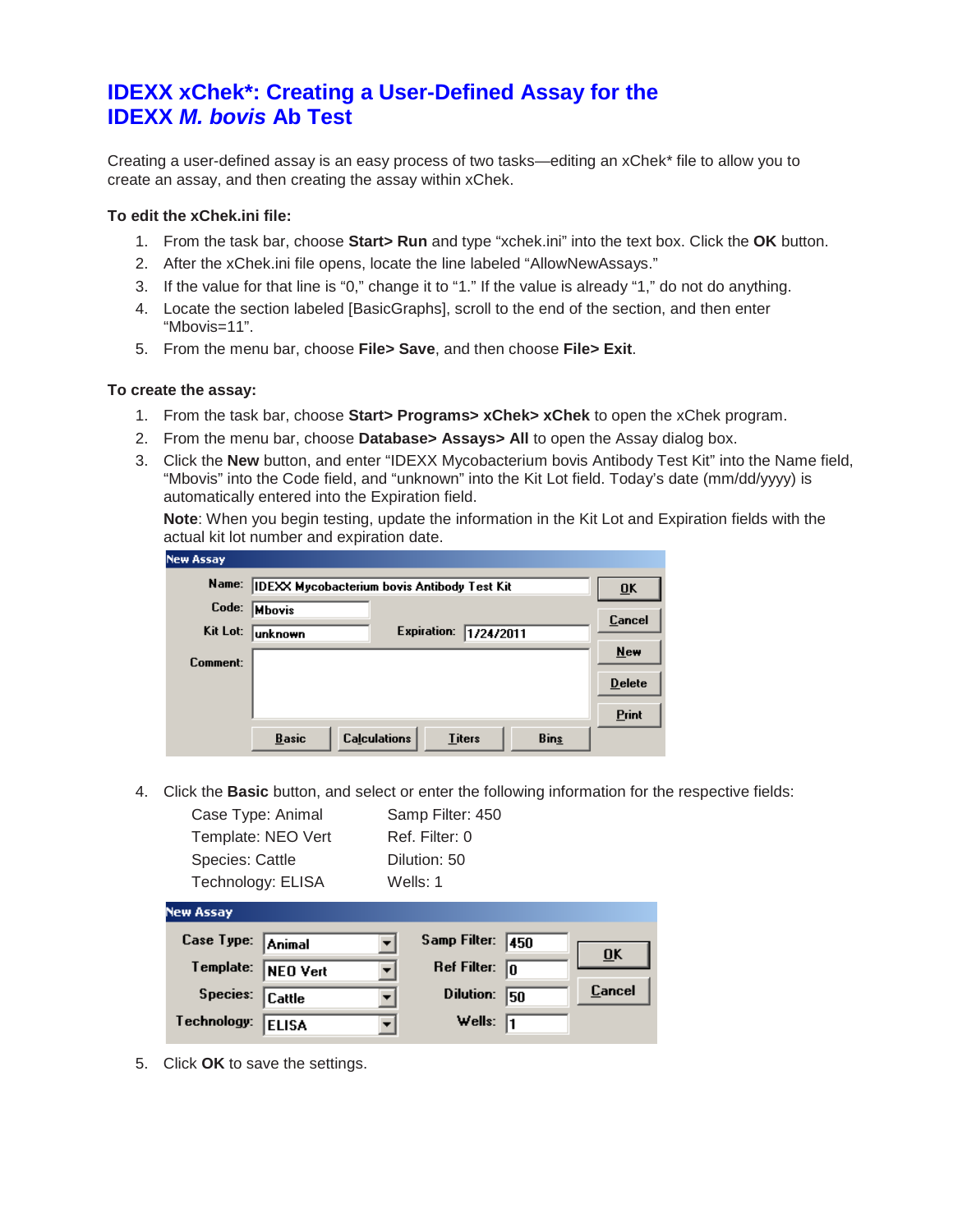# IDEXX xChek*: Creating a User-Defined Assay for the IDEXX *M. bovis* Ab Test

Creating a user-defined assay is an easy process of two tasks—editing an xChek* file to allow you to create an assay, and then creating the assay within xChek.

**To edit the xChek.ini file:**

1. From the task bar, choose **Start> Run** and type “xchek.ini” into the text box. Click the **OK** button.
2. After the xChek.ini file opens, locate the line labeled “AllowNewAssays.”
3. If the value for that line is “0,” change it to “1.” If the value is already “1,” do not do anything.
4. Locate the section labeled [BasicGraphs], scroll to the end of the section, and then enter “Mbovis=11”.
5. From the menu bar, choose **File> Save**, and then choose **File> Exit**.

**To create the assay:**

1. From the task bar, choose **Start> Programs> xChek> xChek** to open the xChek program.
2. From the menu bar, choose **Database> Assays> All** to open the Assay dialog box.
3. Click the **New** button, and enter “IDEXX Mycobacterium bovis Antibody Test Kit” into the Name field, “Mbovis” into the Code field, and “unknown” into the Kit Lot field. Today’s date (mm/dd/yyyy) is automatically entered into the Expiration field.

   **Note**: When you begin testing, update the information in the Kit Lot and Expiration fields with the actual kit lot number and expiration date.

4. Click the **Basic** button, and select or enter the following information for the respective fields:

   | | |
   |---|---|
   | Case Type: Animal | Samp Filter: 450 |
   | Template: NEO Vert | Ref. Filter: 0 |
   | Species: Cattle | Dilution: 50 |
   | Technology: ELISA | Wells: 1 |

5. Click **OK** to save the settings.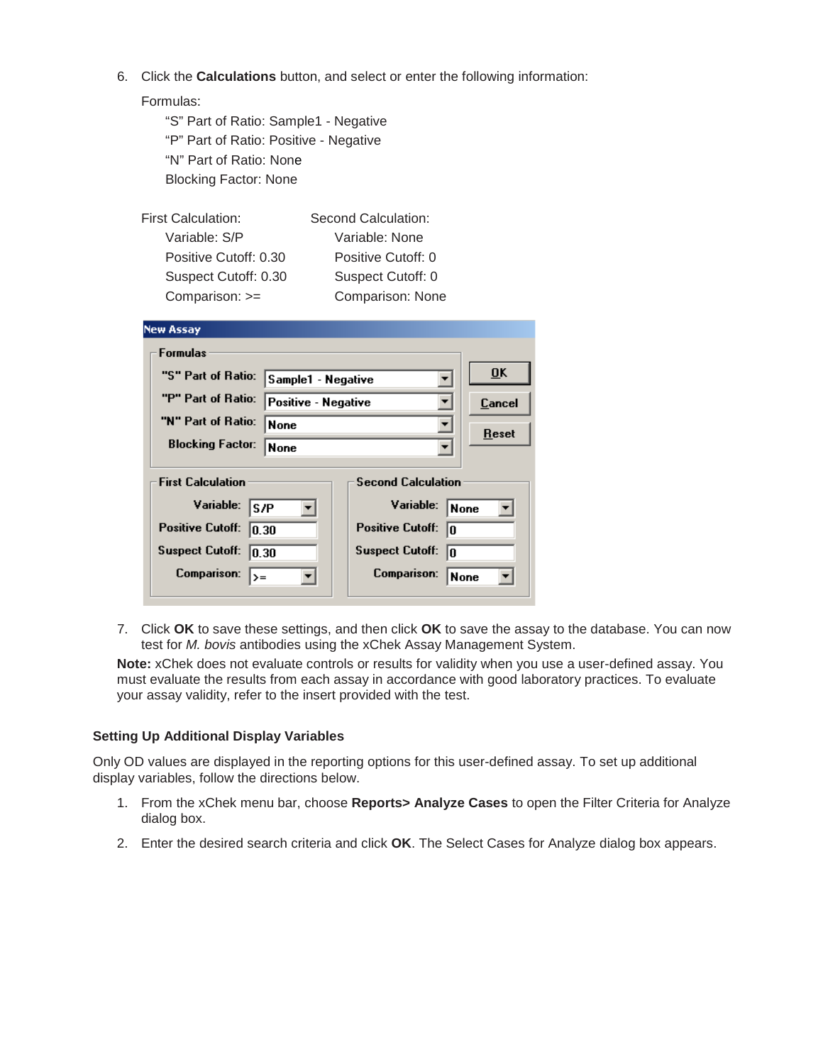6. Click the **Calculations** button, and select or enter the following information:

   Formulas:

   "S" Part of Ratio: Sample1 - Negative
   "P" Part of Ratio: Positive - Negative
   "N" Part of Ratio: None
   Blocking Factor: None

   First Calculation:
   Variable: S/P
   Positive Cutoff: 0.30
   Suspect Cutoff: 0.30
   Comparison: >=

   Second Calculation:
   Variable: None
   Positive Cutoff: 0
   Suspect Cutoff: 0
   Comparison: None

7. Click **OK** to save these settings, and then click **OK** to save the assay to the database. You can now test for *M. bovis* antibodies using the xChek Assay Management System.

**Note:** xChek does not evaluate controls or results for validity when you use a user-defined assay. You must evaluate the results from each assay in accordance with good laboratory practices. To evaluate your assay validity, refer to the insert provided with the test.

### Setting Up Additional Display Variables

Only OD values are displayed in the reporting options for this user-defined assay. To set up additional display variables, follow the directions below.

1. From the xChek menu bar, choose **Reports> Analyze Cases** to open the Filter Criteria for Analyze dialog box.
2. Enter the desired search criteria and click **OK**. The Select Cases for Analyze dialog box appears.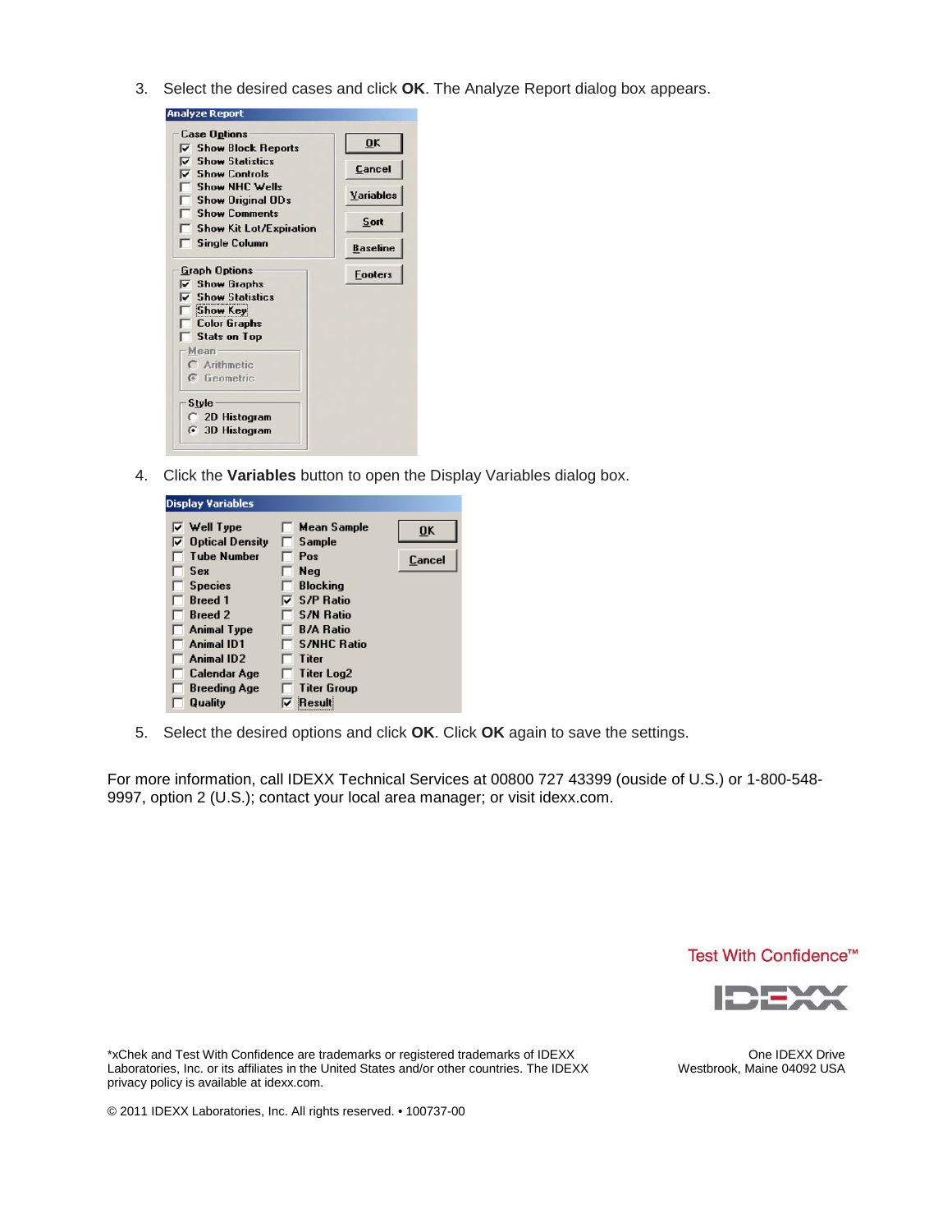3. Select the desired cases and click **OK**. The Analyze Report dialog box appears.

Analyze Report

Case Options
- [x] Show Block Reports
- [x] Show Statistics
- [x] Show Controls
- [ ] Show NHC Wells
- [ ] Show Original ODs
- [ ] Show Comments
- [ ] Show Kit Lot/Expiration
- [ ] Single Column

Graph Options
- [x] Show Graphs
- [x] Show Statistics
- [ ] Show Key
- [ ] Color Graphs
- [ ] Stats on Top

Mean
- ( ) Arithmetic
- (•) Geometric

Style
- ( ) 2D Histogram
- (•) 3D Histogram

OK | Cancel | Variables | Sort | Baseline | Footers

4. Click the **Variables** button to open the Display Variables dialog box.

Display Variables

- [x] Well Type
- [x] Optical Density
- [ ] Tube Number
- [ ] Sex
- [ ] Species
- [ ] Breed 1
- [ ] Breed 2
- [ ] Animal Type
- [ ] Animal ID1
- [ ] Animal ID2
- [ ] Calendar Age
- [ ] Breeding Age
- [ ] Quality
- [ ] Mean Sample
- [ ] Sample
- [ ] Pos
- [ ] Neg
- [ ] Blocking
- [x] S/P Ratio
- [ ] S/N Ratio
- [ ] B/A Ratio
- [ ] S/NHC Ratio
- [ ] Titer
- [ ] Titer Log2
- [ ] Titer Group
- [x] Result

OK | Cancel

5. Select the desired options and click **OK**. Click **OK** again to save the settings.

For more information, call IDEXX Technical Services at 00800 727 43399 (ouside of U.S.) or 1-800-548-9997, option 2 (U.S.); contact your local area manager; or visit idexx.com.

Test With Confidence™

IDEXX

*xChek and Test With Confidence are trademarks or registered trademarks of IDEXX Laboratories, Inc. or its affiliates in the United States and/or other countries. The IDEXX privacy policy is available at idexx.com.

One IDEXX Drive
Westbrook, Maine 04092 USA

© 2011 IDEXX Laboratories, Inc. All rights reserved. • 100737-00